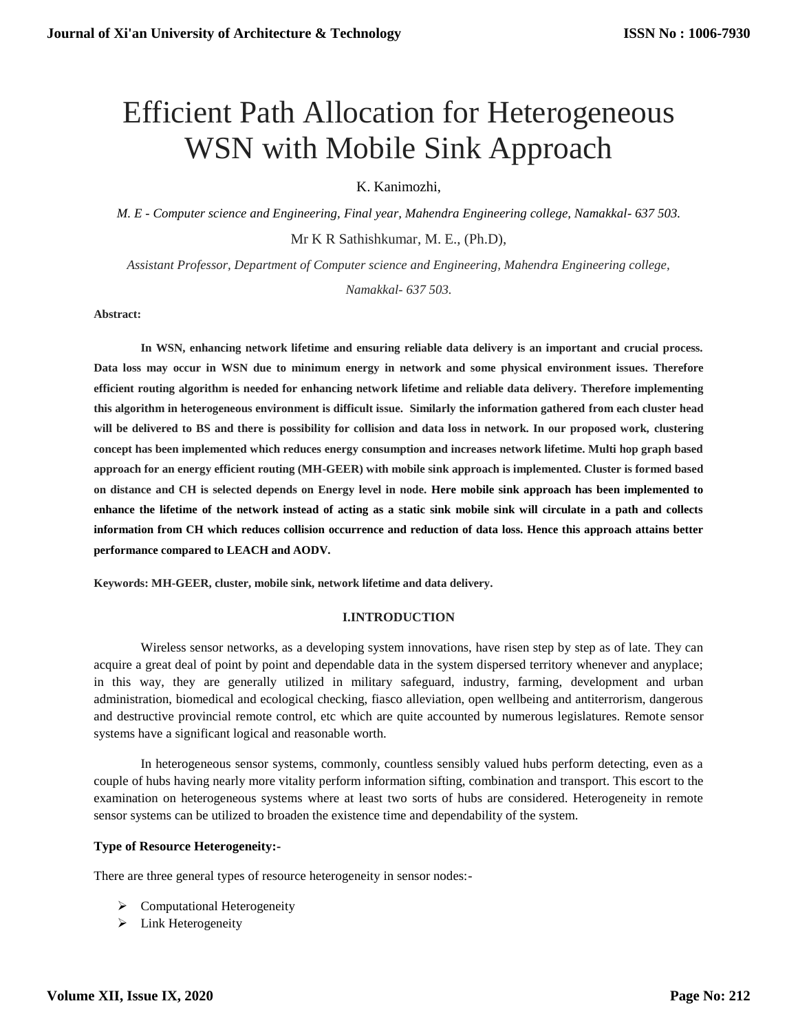# Efficient Path Allocation for Heterogeneous WSN with Mobile Sink Approach

K. Kanimozhi,

*M. E - Computer science and Engineering, Final year, Mahendra Engineering college, Namakkal- 637 503.*

Mr K R Sathishkumar, M. E., (Ph.D),

*Assistant Professor, Department of Computer science and Engineering, Mahendra Engineering college, Namakkal- 637 503.*

**Abstract:**

**In WSN, enhancing network lifetime and ensuring reliable data delivery is an important and crucial process. Data loss may occur in WSN due to minimum energy in network and some physical environment issues. Therefore efficient routing algorithm is needed for enhancing network lifetime and reliable data delivery. Therefore implementing this algorithm in heterogeneous environment is difficult issue. Similarly the information gathered from each cluster head will be delivered to BS and there is possibility for collision and data loss in network. In our proposed work, clustering concept has been implemented which reduces energy consumption and increases network lifetime. Multi hop graph based approach for an energy efficient routing (MH-GEER) with mobile sink approach is implemented. Cluster is formed based on distance and CH is selected depends on Energy level in node. Here mobile sink approach has been implemented to enhance the lifetime of the network instead of acting as a static sink mobile sink will circulate in a path and collects information from CH which reduces collision occurrence and reduction of data loss. Hence this approach attains better performance compared to LEACH and AODV.**

**Keywords: MH-GEER, cluster, mobile sink, network lifetime and data delivery.**

## I.INTRODUCTION

Wireless sensor networks, as a developing system innovations, have risen step by step as of late. They can acquire a great deal of point by point and dependable data in the system dispersed territory whenever and anyplace; in this way, they are generally utilized in military safeguard, industry, farming, development and urban administration, biomedical and ecological checking, fiasco alleviation, open wellbeing and antiterrorism, dangerous and destructive provincial remote control, etc which are quite accounted by numerous legislatures. Remote sensor systems have a significant logical and reasonable worth.

In heterogeneous sensor systems, commonly, countless sensibly valued hubs perform detecting, even as a couple of hubs having nearly more vitality perform information sifting, combination and transport. This escort to the examination on heterogeneous systems where at least two sorts of hubs are considered. Heterogeneity in remote sensor systems can be utilized to broaden the existence time and dependability of the system.

**Type of Resource Heterogeneity:-**

There are three general types of resource heterogeneity in sensor nodes:-

- Computational Heterogeneity
- Link Heterogeneity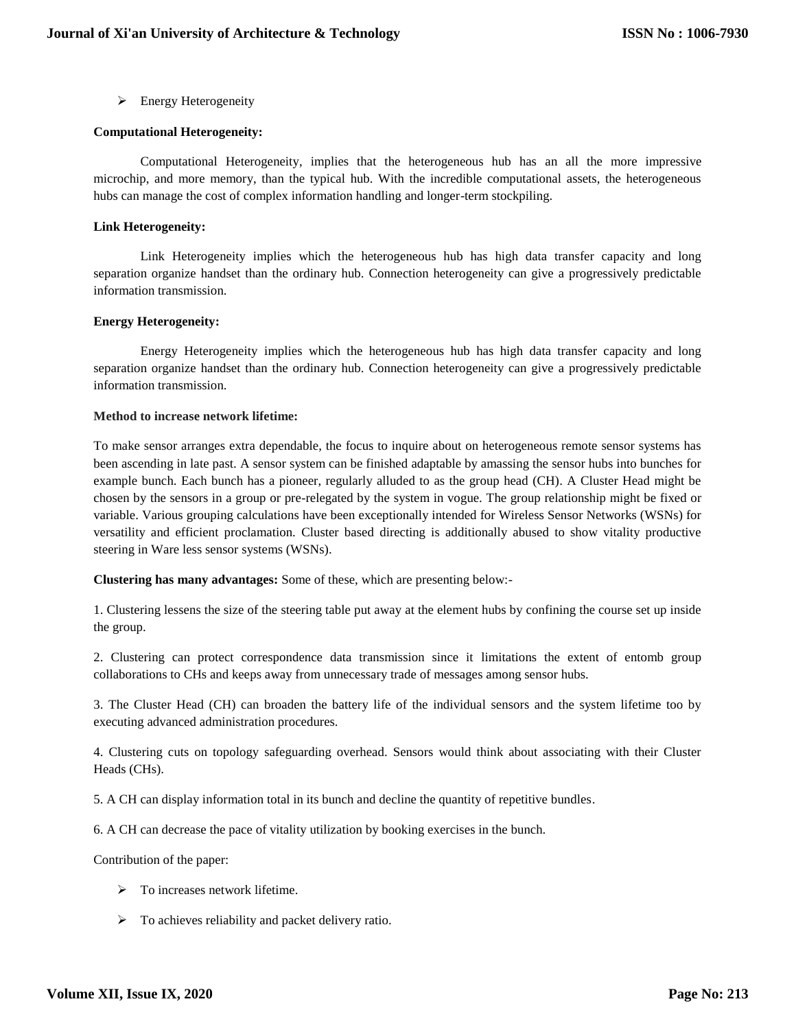- Energy Heterogeneity

**Computational Heterogeneity:**

Computational Heterogeneity, implies that the heterogeneous hub has an all the more impressive microchip, and more memory, than the typical hub. With the incredible computational assets, the heterogeneous hubs can manage the cost of complex information handling and longer-term stockpiling.

**Link Heterogeneity:**

Link Heterogeneity implies which the heterogeneous hub has high data transfer capacity and long separation organize handset than the ordinary hub. Connection heterogeneity can give a progressively predictable information transmission.

**Energy Heterogeneity:**

Energy Heterogeneity implies which the heterogeneous hub has high data transfer capacity and long separation organize handset than the ordinary hub. Connection heterogeneity can give a progressively predictable information transmission.

**Method to increase network lifetime:**

To make sensor arranges extra dependable, the focus to inquire about on heterogeneous remote sensor systems has been ascending in late past. A sensor system can be finished adaptable by amassing the sensor hubs into bunches for example bunch. Each bunch has a pioneer, regularly alluded to as the group head (CH). A Cluster Head might be chosen by the sensors in a group or pre-relegated by the system in vogue. The group relationship might be fixed or variable. Various grouping calculations have been exceptionally intended for Wireless Sensor Networks (WSNs) for versatility and efficient proclamation. Cluster based directing is additionally abused to show vitality productive steering in Ware less sensor systems (WSNs).

**Clustering has many advantages:** Some of these, which are presenting below:-

1. Clustering lessens the size of the steering table put away at the element hubs by confining the course set up inside the group.

2. Clustering can protect correspondence data transmission since it limitations the extent of entomb group collaborations to CHs and keeps away from unnecessary trade of messages among sensor hubs.

3. The Cluster Head (CH) can broaden the battery life of the individual sensors and the system lifetime too by executing advanced administration procedures.

4. Clustering cuts on topology safeguarding overhead. Sensors would think about associating with their Cluster Heads (CHs).

5. A CH can display information total in its bunch and decline the quantity of repetitive bundles.

6. A CH can decrease the pace of vitality utilization by booking exercises in the bunch.

Contribution of the paper:

- To increases network lifetime.
- To achieves reliability and packet delivery ratio.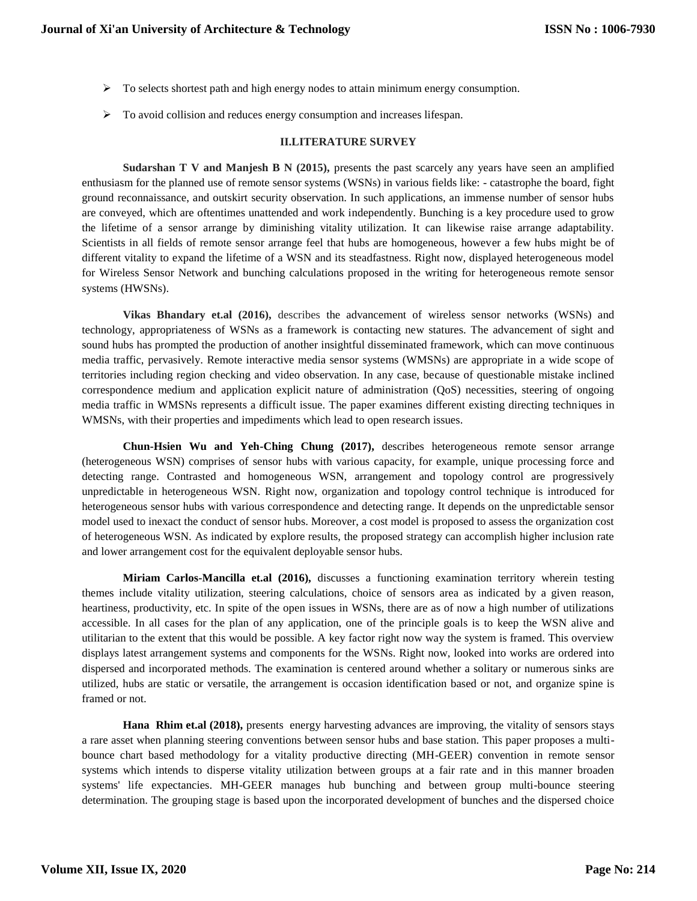- To selects shortest path and high energy nodes to attain minimum energy consumption.
- To avoid collision and reduces energy consumption and increases lifespan.

## II.LITERATURE SURVEY

**Sudarshan T V and Manjesh B N (2015),** presents the past scarcely any years have seen an amplified enthusiasm for the planned use of remote sensor systems (WSNs) in various fields like: - catastrophe the board, fight ground reconnaissance, and outskirt security observation. In such applications, an immense number of sensor hubs are conveyed, which are oftentimes unattended and work independently. Bunching is a key procedure used to grow the lifetime of a sensor arrange by diminishing vitality utilization. It can likewise raise arrange adaptability. Scientists in all fields of remote sensor arrange feel that hubs are homogeneous, however a few hubs might be of different vitality to expand the lifetime of a WSN and its steadfastness. Right now, displayed heterogeneous model for Wireless Sensor Network and bunching calculations proposed in the writing for heterogeneous remote sensor systems (HWSNs).

**Vikas Bhandary et.al (2016),** describes the advancement of wireless sensor networks (WSNs) and technology, appropriateness of WSNs as a framework is contacting new statures. The advancement of sight and sound hubs has prompted the production of another insightful disseminated framework, which can move continuous media traffic, pervasively. Remote interactive media sensor systems (WMSNs) are appropriate in a wide scope of territories including region checking and video observation. In any case, because of questionable mistake inclined correspondence medium and application explicit nature of administration (QoS) necessities, steering of ongoing media traffic in WMSNs represents a difficult issue. The paper examines different existing directing techniques in WMSNs, with their properties and impediments which lead to open research issues.

**Chun-Hsien Wu and Yeh-Ching Chung (2017),** describes heterogeneous remote sensor arrange (heterogeneous WSN) comprises of sensor hubs with various capacity, for example, unique processing force and detecting range. Contrasted and homogeneous WSN, arrangement and topology control are progressively unpredictable in heterogeneous WSN. Right now, organization and topology control technique is introduced for heterogeneous sensor hubs with various correspondence and detecting range. It depends on the unpredictable sensor model used to inexact the conduct of sensor hubs. Moreover, a cost model is proposed to assess the organization cost of heterogeneous WSN. As indicated by explore results, the proposed strategy can accomplish higher inclusion rate and lower arrangement cost for the equivalent deployable sensor hubs.

**Miriam Carlos-Mancilla et.al (2016),** discusses a functioning examination territory wherein testing themes include vitality utilization, steering calculations, choice of sensors area as indicated by a given reason, heartiness, productivity, etc. In spite of the open issues in WSNs, there are as of now a high number of utilizations accessible. In all cases for the plan of any application, one of the principle goals is to keep the WSN alive and utilitarian to the extent that this would be possible. A key factor right now way the system is framed. This overview displays latest arrangement systems and components for the WSNs. Right now, looked into works are ordered into dispersed and incorporated methods. The examination is centered around whether a solitary or numerous sinks are utilized, hubs are static or versatile, the arrangement is occasion identification based or not, and organize spine is framed or not.

**Hana Rhim et.al (2018),** presents energy harvesting advances are improving, the vitality of sensors stays a rare asset when planning steering conventions between sensor hubs and base station. This paper proposes a multi-bounce chart based methodology for a vitality productive directing (MH-GEER) convention in remote sensor systems which intends to disperse vitality utilization between groups at a fair rate and in this manner broaden systems' life expectancies. MH-GEER manages hub bunching and between group multi-bounce steering determination. The grouping stage is based upon the incorporated development of bunches and the dispersed choice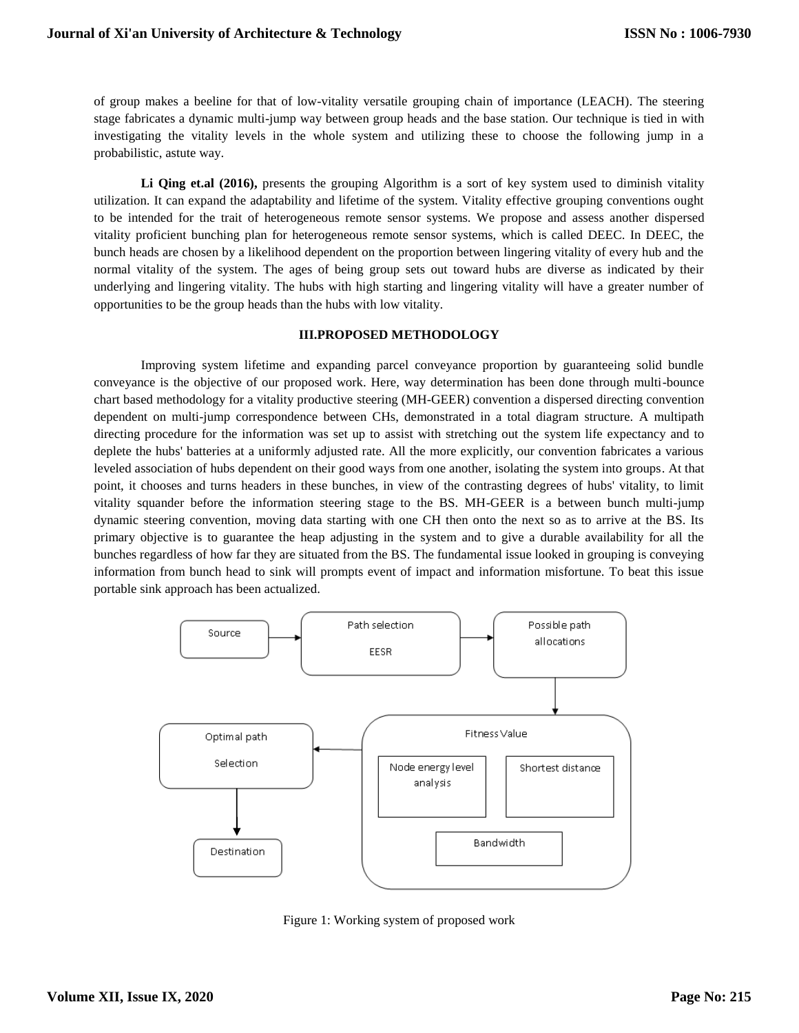of group makes a beeline for that of low-vitality versatile grouping chain of importance (LEACH). The steering stage fabricates a dynamic multi-jump way between group heads and the base station. Our technique is tied in with investigating the vitality levels in the whole system and utilizing these to choose the following jump in a probabilistic, astute way.

**Li Qing et.al (2016),** presents the grouping Algorithm is a sort of key system used to diminish vitality utilization. It can expand the adaptability and lifetime of the system. Vitality effective grouping conventions ought to be intended for the trait of heterogeneous remote sensor systems. We propose and assess another dispersed vitality proficient bunching plan for heterogeneous remote sensor systems, which is called DEEC. In DEEC, the bunch heads are chosen by a likelihood dependent on the proportion between lingering vitality of every hub and the normal vitality of the system. The ages of being group sets out toward hubs are diverse as indicated by their underlying and lingering vitality. The hubs with high starting and lingering vitality will have a greater number of opportunities to be the group heads than the hubs with low vitality.

## III.PROPOSED METHODOLOGY

Improving system lifetime and expanding parcel conveyance proportion by guaranteeing solid bundle conveyance is the objective of our proposed work. Here, way determination has been done through multi-bounce chart based methodology for a vitality productive steering (MH-GEER) convention a dispersed directing convention dependent on multi-jump correspondence between CHs, demonstrated in a total diagram structure. A multipath directing procedure for the information was set up to assist with stretching out the system life expectancy and to deplete the hubs' batteries at a uniformly adjusted rate. All the more explicitly, our convention fabricates a various leveled association of hubs dependent on their good ways from one another, isolating the system into groups. At that point, it chooses and turns headers in these bunches, in view of the contrasting degrees of hubs' vitality, to limit vitality squander before the information steering stage to the BS. MH-GEER is a between bunch multi-jump dynamic steering convention, moving data starting with one CH then onto the next so as to arrive at the BS. Its primary objective is to guarantee the heap adjusting in the system and to give a durable availability for all the bunches regardless of how far they are situated from the BS. The fundamental issue looked in grouping is conveying information from bunch head to sink will prompts event of impact and information misfortune. To beat this issue portable sink approach has been actualized.

Source → Path selection EESR → Possible path allocations → Fitness Value (Node energy level analysis, Shortest distance, Bandwidth) → Optimal path Selection → Destination

Figure 1: Working system of proposed work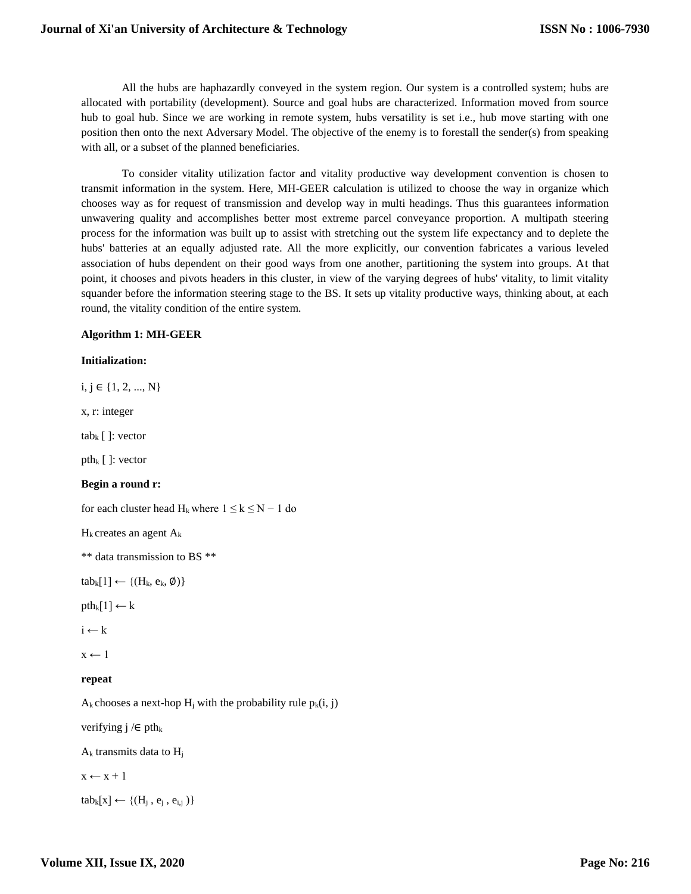All the hubs are haphazardly conveyed in the system region. Our system is a controlled system; hubs are allocated with portability (development). Source and goal hubs are characterized. Information moved from source hub to goal hub. Since we are working in remote system, hubs versatility is set i.e., hub move starting with one position then onto the next Adversary Model. The objective of the enemy is to forestall the sender(s) from speaking with all, or a subset of the planned beneficiaries.

To consider vitality utilization factor and vitality productive way development convention is chosen to transmit information in the system. Here, MH-GEER calculation is utilized to choose the way in organize which chooses way as for request of transmission and develop way in multi headings. Thus this guarantees information unwavering quality and accomplishes better most extreme parcel conveyance proportion. A multipath steering process for the information was built up to assist with stretching out the system life expectancy and to deplete the hubs' batteries at an equally adjusted rate. All the more explicitly, our convention fabricates a various leveled association of hubs dependent on their good ways from one another, partitioning the system into groups. At that point, it chooses and pivots headers in this cluster, in view of the varying degrees of hubs' vitality, to limit vitality squander before the information steering stage to the BS. It sets up vitality productive ways, thinking about, at each round, the vitality condition of the entire system.

**Algorithm 1: MH-GEER**

**Initialization:**

$i, j \in \{1, 2, ..., N\}$

x, r: integer

$tab_k$ [ ]: vector

$pth_k$ [ ]: vector

**Begin a round r:**

for each cluster head $H_k$ where $1 \leq k \leq N - 1$ do

$H_k$ creates an agent $A_k$

** data transmission to BS **

$tab_k[1] \leftarrow \{(H_k, e_k, \emptyset)\}$

$pth_k[1] \leftarrow k$

$i \leftarrow k$

$x \leftarrow 1$

**repeat**

$A_k$ chooses a next-hop $H_j$ with the probability rule $p_k(i, j)$

verifying $j \notin pth_k$

$A_k$ transmits data to $H_j$

$x \leftarrow x + 1$

$tab_k[x] \leftarrow \{(H_j , e_j , e_{i,j} )\}$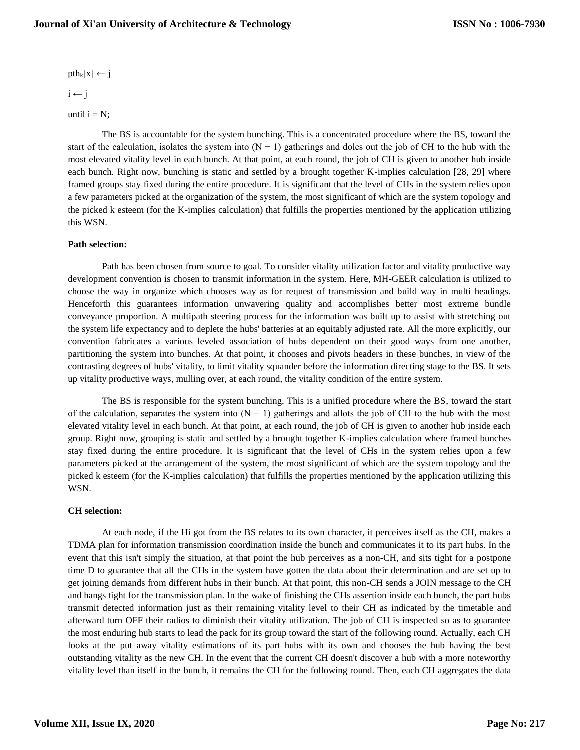$pth_k[x] \leftarrow j$

$i \leftarrow j$

until $i = N$;

The BS is accountable for the system bunching. This is a concentrated procedure where the BS, toward the start of the calculation, isolates the system into $(N - 1)$ gatherings and doles out the job of CH to the hub with the most elevated vitality level in each bunch. At that point, at each round, the job of CH is given to another hub inside each bunch. Right now, bunching is static and settled by a brought together K-implies calculation [28, 29] where framed groups stay fixed during the entire procedure. It is significant that the level of CHs in the system relies upon a few parameters picked at the organization of the system, the most significant of which are the system topology and the picked k esteem (for the K-implies calculation) that fulfills the properties mentioned by the application utilizing this WSN.

**Path selection:**

Path has been chosen from source to goal. To consider vitality utilization factor and vitality productive way development convention is chosen to transmit information in the system. Here, MH-GEER calculation is utilized to choose the way in organize which chooses way as for request of transmission and build way in multi headings. Henceforth this guarantees information unwavering quality and accomplishes better most extreme bundle conveyance proportion. A multipath steering process for the information was built up to assist with stretching out the system life expectancy and to deplete the hubs' batteries at an equitably adjusted rate. All the more explicitly, our convention fabricates a various leveled association of hubs dependent on their good ways from one another, partitioning the system into bunches. At that point, it chooses and pivots headers in these bunches, in view of the contrasting degrees of hubs' vitality, to limit vitality squander before the information directing stage to the BS. It sets up vitality productive ways, mulling over, at each round, the vitality condition of the entire system.

The BS is responsible for the system bunching. This is a unified procedure where the BS, toward the start of the calculation, separates the system into $(N - 1)$ gatherings and allots the job of CH to the hub with the most elevated vitality level in each bunch. At that point, at each round, the job of CH is given to another hub inside each group. Right now, grouping is static and settled by a brought together K-implies calculation where framed bunches stay fixed during the entire procedure. It is significant that the level of CHs in the system relies upon a few parameters picked at the arrangement of the system, the most significant of which are the system topology and the picked k esteem (for the K-implies calculation) that fulfills the properties mentioned by the application utilizing this WSN.

**CH selection:**

At each node, if the Hi got from the BS relates to its own character, it perceives itself as the CH, makes a TDMA plan for information transmission coordination inside the bunch and communicates it to its part hubs. In the event that this isn't simply the situation, at that point the hub perceives as a non-CH, and sits tight for a postpone time D to guarantee that all the CHs in the system have gotten the data about their determination and are set up to get joining demands from different hubs in their bunch. At that point, this non-CH sends a JOIN message to the CH and hangs tight for the transmission plan. In the wake of finishing the CHs assertion inside each bunch, the part hubs transmit detected information just as their remaining vitality level to their CH as indicated by the timetable and afterward turn OFF their radios to diminish their vitality utilization. The job of CH is inspected so as to guarantee the most enduring hub starts to lead the pack for its group toward the start of the following round. Actually, each CH looks at the put away vitality estimations of its part hubs with its own and chooses the hub having the best outstanding vitality as the new CH. In the event that the current CH doesn't discover a hub with a more noteworthy vitality level than itself in the bunch, it remains the CH for the following round. Then, each CH aggregates the data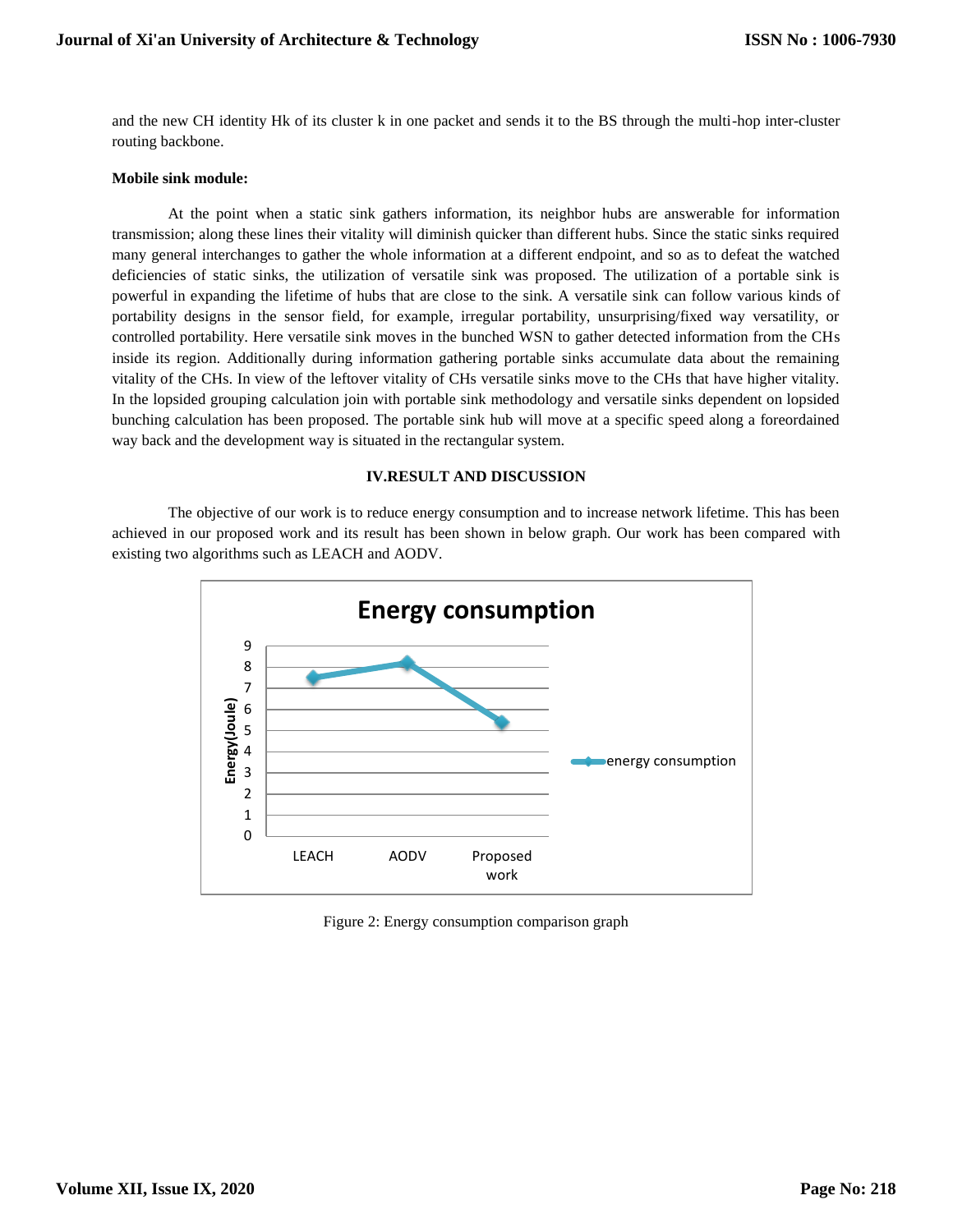and the new CH identity Hk of its cluster k in one packet and sends it to the BS through the multi-hop inter-cluster routing backbone.

**Mobile sink module:**

At the point when a static sink gathers information, its neighbor hubs are answerable for information transmission; along these lines their vitality will diminish quicker than different hubs. Since the static sinks required many general interchanges to gather the whole information at a different endpoint, and so as to defeat the watched deficiencies of static sinks, the utilization of versatile sink was proposed. The utilization of a portable sink is powerful in expanding the lifetime of hubs that are close to the sink. A versatile sink can follow various kinds of portability designs in the sensor field, for example, irregular portability, unsurprising/fixed way versatility, or controlled portability. Here versatile sink moves in the bunched WSN to gather detected information from the CHs inside its region. Additionally during information gathering portable sinks accumulate data about the remaining vitality of the CHs. In view of the leftover vitality of CHs versatile sinks move to the CHs that have higher vitality. In the lopsided grouping calculation join with portable sink methodology and versatile sinks dependent on lopsided bunching calculation has been proposed. The portable sink hub will move at a specific speed along a foreordained way back and the development way is situated in the rectangular system.

## IV.RESULT AND DISCUSSION

The objective of our work is to reduce energy consumption and to increase network lifetime. This has been achieved in our proposed work and its result has been shown in below graph. Our work has been compared with existing two algorithms such as LEACH and AODV.

Figure 2: Energy consumption comparison graph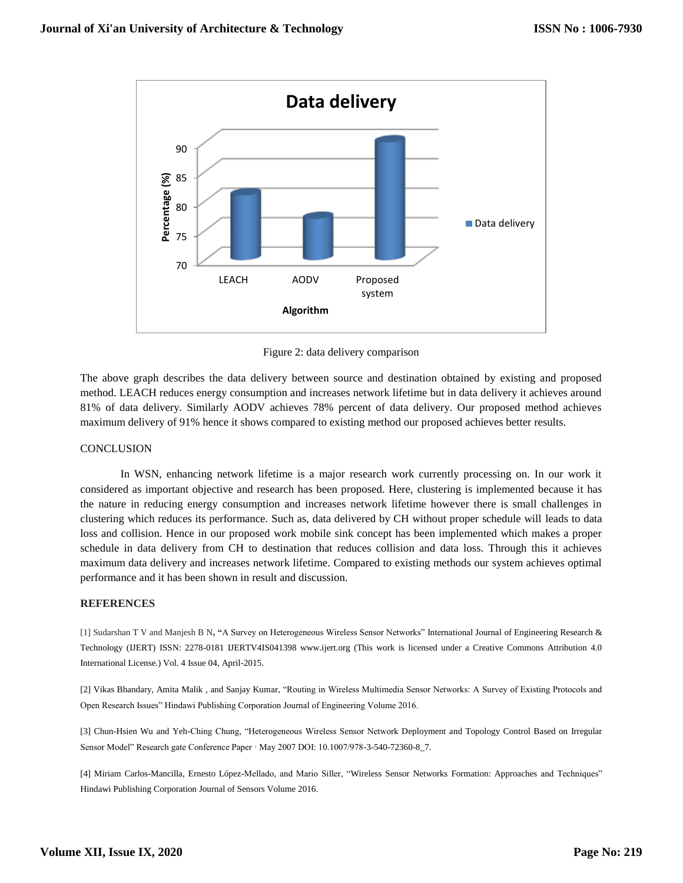Figure 2: data delivery comparison

The above graph describes the data delivery between source and destination obtained by existing and proposed method. LEACH reduces energy consumption and increases network lifetime but in data delivery it achieves around 81% of data delivery. Similarly AODV achieves 78% percent of data delivery. Our proposed method achieves maximum delivery of 91% hence it shows compared to existing method our proposed achieves better results.

## CONCLUSION

In WSN, enhancing network lifetime is a major research work currently processing on. In our work it considered as important objective and research has been proposed. Here, clustering is implemented because it has the nature in reducing energy consumption and increases network lifetime however there is small challenges in clustering which reduces its performance. Such as, data delivered by CH without proper schedule will leads to data loss and collision. Hence in our proposed work mobile sink concept has been implemented which makes a proper schedule in data delivery from CH to destination that reduces collision and data loss. Through this it achieves maximum data delivery and increases network lifetime. Compared to existing methods our system achieves optimal performance and it has been shown in result and discussion.

## REFERENCES

[1] Sudarshan T V and Manjesh B N, "A Survey on Heterogeneous Wireless Sensor Networks" International Journal of Engineering Research & Technology (IJERT) ISSN: 2278-0181 IJERTV4IS041398 www.ijert.org (This work is licensed under a Creative Commons Attribution 4.0 International License.) Vol. 4 Issue 04, April-2015.

[2] Vikas Bhandary, Amita Malik , and Sanjay Kumar, "Routing in Wireless Multimedia Sensor Networks: A Survey of Existing Protocols and Open Research Issues" Hindawi Publishing Corporation Journal of Engineering Volume 2016.

[3] Chun-Hsien Wu and Yeh-Ching Chung, "Heterogeneous Wireless Sensor Network Deployment and Topology Control Based on Irregular Sensor Model" Research gate Conference Paper · May 2007 DOI: 10.1007/978-3-540-72360-8_7.

[4] Miriam Carlos-Mancilla, Ernesto López-Mellado, and Mario Siller, "Wireless Sensor Networks Formation: Approaches and Techniques" Hindawi Publishing Corporation Journal of Sensors Volume 2016.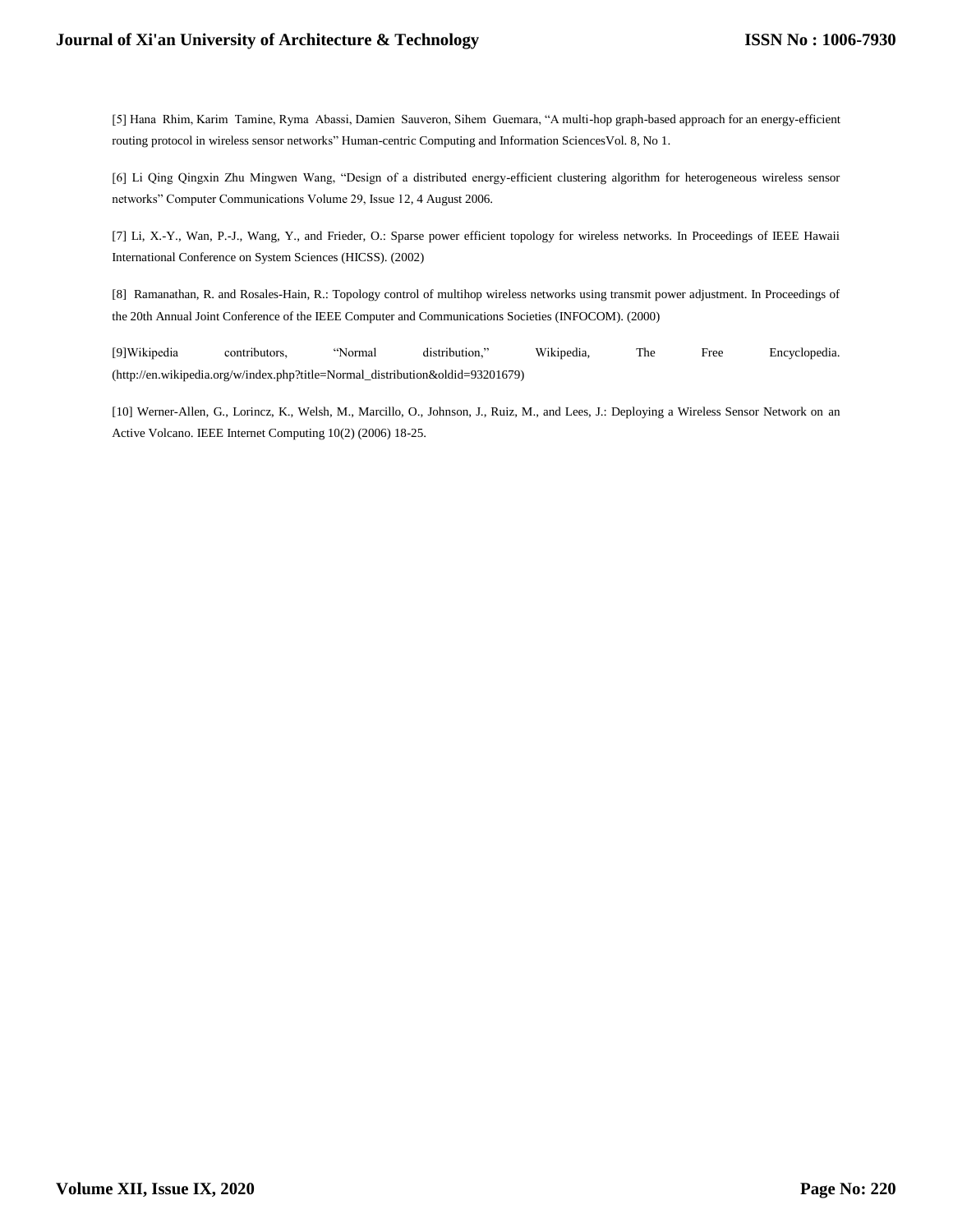[5] Hana Rhim, Karim Tamine, Ryma Abassi, Damien Sauveron, Sihem Guemara, "A multi-hop graph-based approach for an energy-efficient routing protocol in wireless sensor networks" Human-centric Computing and Information SciencesVol. 8, No 1.

[6] Li Qing Qingxin Zhu Mingwen Wang, "Design of a distributed energy-efficient clustering algorithm for heterogeneous wireless sensor networks" Computer Communications Volume 29, Issue 12, 4 August 2006.

[7] Li, X.-Y., Wan, P.-J., Wang, Y., and Frieder, O.: Sparse power efficient topology for wireless networks. In Proceedings of IEEE Hawaii International Conference on System Sciences (HICSS). (2002)

[8] Ramanathan, R. and Rosales-Hain, R.: Topology control of multihop wireless networks using transmit power adjustment. In Proceedings of the 20th Annual Joint Conference of the IEEE Computer and Communications Societies (INFOCOM). (2000)

[9]Wikipedia contributors, "Normal distribution," Wikipedia, The Free Encyclopedia. (http://en.wikipedia.org/w/index.php?title=Normal_distribution&oldid=93201679)

[10] Werner-Allen, G., Lorincz, K., Welsh, M., Marcillo, O., Johnson, J., Ruiz, M., and Lees, J.: Deploying a Wireless Sensor Network on an Active Volcano. IEEE Internet Computing 10(2) (2006) 18-25.